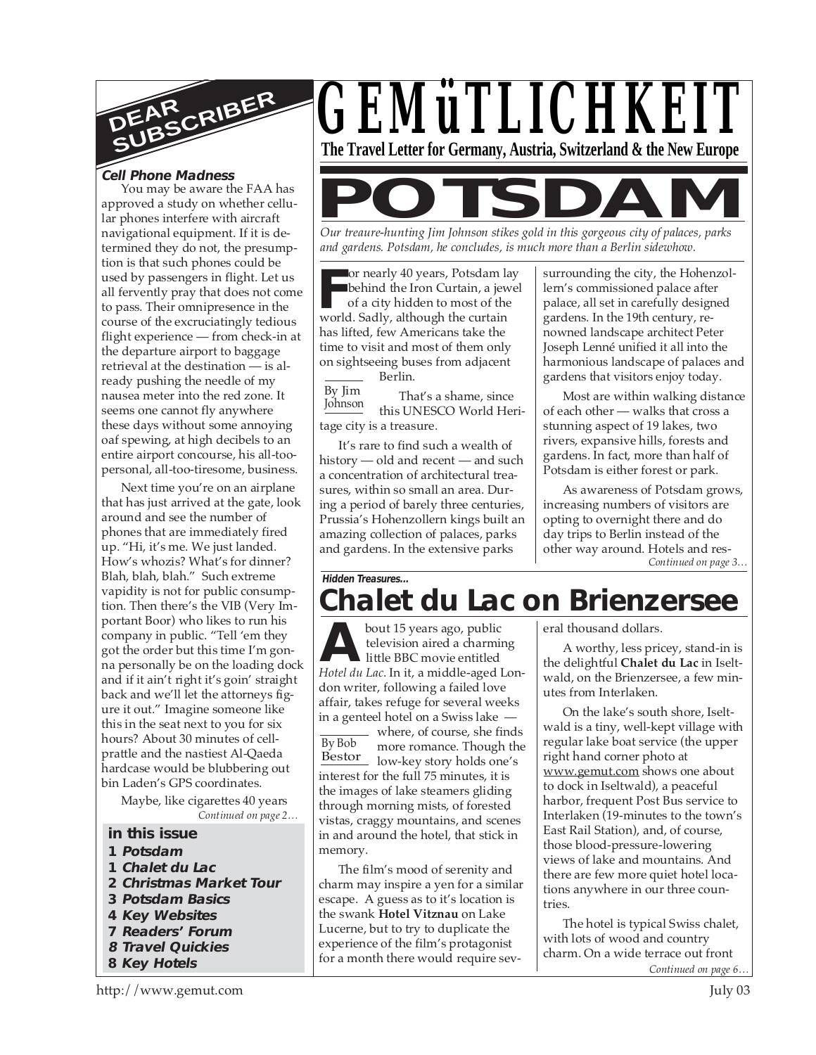# GEMüTLICHKEIT

**The Travel Letter for Germany, Austria, Switzerland & the New Europe**

## DEAR SUBSCRIBER

### *Cell Phone Madness*

You may be aware the FAA has approved a study on whether cellular phones interfere with aircraft navigational equipment. If it is determined they do not, the presumption is that such phones could be used by passengers in flight. Let us all fervently pray that does not come to pass. Their omnipresence in the course of the excruciatingly tedious flight experience — from check-in at the departure airport to baggage retrieval at the destination — is already pushing the needle of my nausea meter into the red zone. It seems one cannot fly anywhere these days without some annoying oaf spewing, at high decibels to an entire airport concourse, his all-too-personal, all-too-tiresome, business.

Next time you're on an airplane that has just arrived at the gate, look around and see the number of phones that are immediately fired up. "Hi, it's me. We just landed. How's whozis? What's for dinner? Blah, blah, blah." Such extreme vapidity is not for public consumption. Then there's the VIB (Very Important Boor) who likes to run his company in public. "Tell 'em they got the order but this time I'm gonna personally be on the loading dock and if it ain't right it's goin' straight back and we'll let the attorneys figure it out." Imagine someone like this in the seat next to you for six hours? About 30 minutes of cellprattle and the nastiest Al-Qaeda hardcase would be blubbering out bin Laden's GPS coordinates.

Maybe, like cigarettes 40 years

*Continued on page 2…*

### in this issue

- 1 *Potsdam*
- 1 *Chalet du Lac*
- 2 *Christmas Market Tour*
- 3 *Potsdam Basics*
- 4 *Key Websites*
- 7 *Readers' Forum*
- 8 *Travel Quickies*
- 8 *Key Hotels*

# POTSDAM

*Our treaure-hunting Jim Johnson stikes gold in this gorgeous city of palaces, parks and gardens. Potsdam, he concludes, is much more than a Berlin sidewhow.*

By Jim Johnson

For nearly 40 years, Potsdam lay behind the Iron Curtain, a jewel of a city hidden to most of the world. Sadly, although the curtain has lifted, few Americans take the time to visit and most of them only on sightseeing buses from adjacent Berlin.

That's a shame, since this UNESCO World Heritage city is a treasure.

It's rare to find such a wealth of history — old and recent — and such a concentration of architectural treasures, within so small an area. During a period of barely three centuries, Prussia's Hohenzollern kings built an amazing collection of palaces, parks and gardens. In the extensive parks surrounding the city, the Hohenzollern's commissioned palace after palace, all set in carefully designed gardens. In the 19th century, renowned landscape architect Peter Joseph Lenné unified it all into the harmonious landscape of palaces and gardens that visitors enjoy today.

Most are within walking distance of each other — walks that cross a stunning aspect of 19 lakes, two rivers, expansive hills, forests and gardens. In fact, more than half of Potsdam is either forest or park.

As awareness of Potsdam grows, increasing numbers of visitors are opting to overnight there and do day trips to Berlin instead of the other way around. Hotels and res-

*Continued on page 3…*

***Hidden Treasures...***

# Chalet du Lac on Brienzersee

By Bob Bestor

About 15 years ago, public television aired a charming little BBC movie entitled *Hotel du Lac*. In it, a middle-aged London writer, following a failed love affair, takes refuge for several weeks in a genteel hotel on a Swiss lake — where, of course, she finds more romance. Though the low-key story holds one's interest for the full 75 minutes, it is the images of lake steamers gliding through morning mists, of forested vistas, craggy mountains, and scenes in and around the hotel, that stick in memory.

The film's mood of serenity and charm may inspire a yen for a similar escape. A guess as to it's location is the swank **Hotel Vitznau** on Lake Lucerne, but to try to duplicate the experience of the film's protagonist for a month there would require several thousand dollars.

A worthy, less pricey, stand-in is the delightful **Chalet du Lac** in Iseltwald, on the Brienzersee, a few minutes from Interlaken.

On the lake's south shore, Iseltwald is a tiny, well-kept village with regular lake boat service (the upper right hand corner photo at www.gemut.com shows one about to dock in Iseltwald), a peaceful harbor, frequent Post Bus service to Interlaken (19-minutes to the town's East Rail Station), and, of course, those blood-pressure-lowering views of lake and mountains. And there are few more quiet hotel locations anywhere in our three countries.

The hotel is typical Swiss chalet, with lots of wood and country charm. On a wide terrace out front

*Continued on page 6…*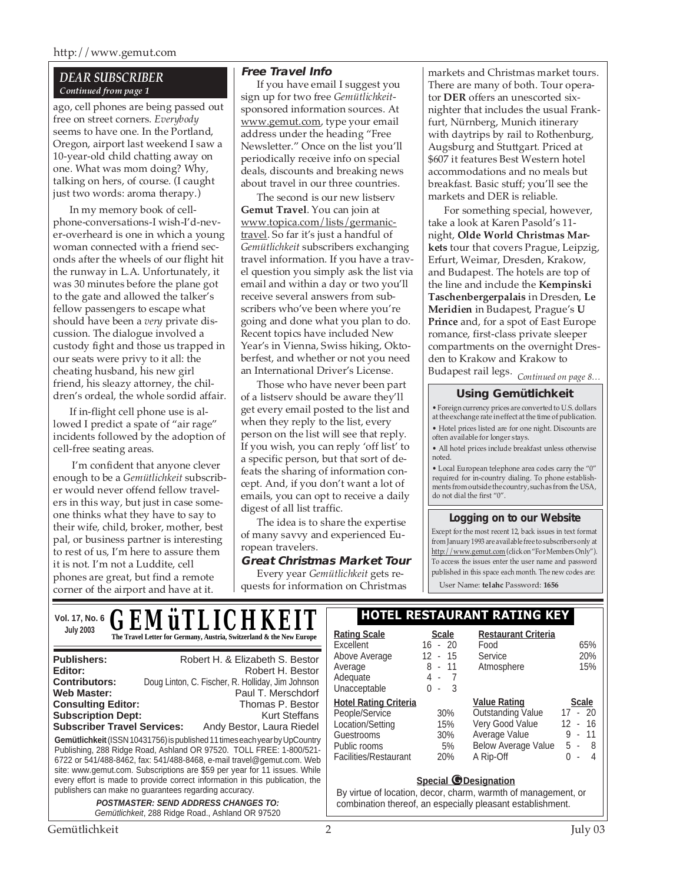## DEAR SUBSCRIBER

*Continued from page 1*

ago, cell phones are being passed out free on street corners. *Everybody* seems to have one. In the Portland, Oregon, airport last weekend I saw a 10-year-old child chatting away on one. What was mom doing? Why, talking on hers, of course. (I caught just two words: aroma therapy.)

In my memory book of cell-phone-conversations-I wish-I'd-never-overheard is one in which a young woman connected with a friend seconds after the wheels of our flight hit the runway in L.A. Unfortunately, it was 30 minutes before the plane got to the gate and allowed the talker's fellow passengers to escape what should have been a *very* private discussion. The dialogue involved a custody fight and those us trapped in our seats were privy to it all: the cheating husband, his new girl friend, his sleazy attorney, the children's ordeal, the whole sordid affair.

If in-flight cell phone use is allowed I predict a spate of "air rage" incidents followed by the adoption of cell-free seating areas.

I'm confident that anyone clever enough to be a *Gemütlichkeit* subscriber would never offend fellow travelers in this way, but just in case someone thinks what they have to say to their wife, child, broker, mother, best pal, or business partner is interesting to rest of us, I'm here to assure them it is not. I'm not a Luddite, cell phones are great, but find a remote corner of the airport and have at it.

### Free Travel Info

If you have email I suggest you sign up for two free *Gemütlichkeit*-sponsored information sources. At www.gemut.com, type your email address under the heading "Free Newsletter." Once on the list you'll periodically receive info on special deals, discounts and breaking news about travel in our three countries.

The second is our new listserv **Gemut Travel**. You can join at www.topica.com/lists/germanic-travel. So far it's just a handful of *Gemütlichkeit* subscribers exchanging travel information. If you have a travel question you simply ask the list via email and within a day or two you'll receive several answers from subscribers who've been where you're going and done what you plan to do. Recent topics have included New Year's in Vienna, Swiss hiking, Oktoberfest, and whether or not you need an International Driver's License.

Those who have never been part of a listserv should be aware they'll get every email posted to the list and when they reply to the list, every person on the list will see that reply. If you wish, you can reply 'off list' to a specific person, but that sort of defeats the sharing of information concept. And, if you don't want a lot of emails, you can opt to receive a daily digest of all list traffic.

The idea is to share the expertise of many savvy and experienced European travelers.

### Great Christmas Market Tour

Every year *Gemütlichkeit* gets requests for information on Christmas markets and Christmas market tours. There are many of both. Tour operator **DER** offers an unescorted six-nighter that includes the usual Frankfurt, Nürnberg, Munich itinerary with daytrips by rail to Rothenburg, Augsburg and Stuttgart. Priced at $607 it features Best Western hotel accommodations and no meals but breakfast. Basic stuff; you'll see the markets and DER is reliable.

For something special, however, take a look at Karen Pasold's 11-night, **Olde World Christmas Markets** tour that covers Prague, Leipzig, Erfurt, Weimar, Dresden, Krakow, and Budapest. The hotels are top of the line and include the **Kempinski Taschenbergerpalais** in Dresden, **Le Meridien** in Budapest, Prague's **U Prince** and, for a spot of East Europe romance, first-class private sleeper compartments on the overnight Dresden to Krakow and Krakow to Budapest rail legs. *Continued on page 8…*

### Using Gemütlichkeit

- Foreign currency prices are converted to U.S. dollars at the exchange rate in effect at the time of publication.
- Hotel prices listed are for one night. Discounts are often available for longer stays.
- All hotel prices include breakfast unless otherwise noted.
- Local European telephone area codes carry the "0" required for in-country dialing. To phone establishments from outside the country, such as from the USA, do not dial the first "0".

### Logging on to our Website

Except for the most recent 12, back issues in text format from January 1993 are available free to subscribers only at http://www.gemut.com (click on "For Members Only"). To access the issues enter the user name and password published in this space each month. The new codes are:

User Name: **telahc** Password: **1656**

---

**Vol. 17, No. 6 — July 2003**

# GEMüTLICHKEIT

**The Travel Letter for Germany, Austria, Switzerland & the New Europe**

| | |
|---|---|
| **Publishers:** | Robert H. & Elizabeth S. Bestor |
| **Editor:** | Robert H. Bestor |
| **Contributors:** | Doug Linton, C. Fischer, R. Holliday, Jim Johnson |
| **Web Master:** | Paul T. Merschdorf |
| **Consulting Editor:** | Thomas P. Bestor |
| **Subscription Dept:** | Kurt Steffans |
| **Subscriber Travel Services:** | Andy Bestor, Laura Riedel |

**Gemütlichkeit** (ISSN 10431756) is published 11 times each year by UpCountry Publishing, 288 Ridge Road, Ashland OR 97520. TOLL FREE: 1-800/521-6722 or 541/488-8462, fax: 541/488-8468, e-mail travel@gemut.com. Web site: www.gemut.com. Subscriptions are $59 per year for 11 issues. While every effort is made to provide correct information in this publication, the publishers can make no guarantees regarding accuracy.

**POSTMASTER: SEND ADDRESS CHANGES TO:**
*Gemütlichkeit*, 288 Ridge Road., Ashland OR 97520

### HOTEL RESTAURANT RATING KEY

| Rating Scale | Scale |
|---|---|
| Excellent | 16 - 20 |
| Above Average | 12 - 15 |
| Average | 8 - 11 |
| Adequate | 4 - 7 |
| Unacceptable | 0 - 3 |

| Restaurant Criteria | |
|---|---|
| Food | 65% |
| Service | 20% |
| Atmosphere | 15% |

| Hotel Rating Criteria | |
|---|---|
| People/Service | 30% |
| Location/Setting | 15% |
| Guestrooms | 30% |
| Public rooms | 5% |
| Facilities/Restaurant | 20% |

| Value Rating | Scale |
|---|---|
| Outstanding Value | 17 - 20 |
| Very Good Value | 12 - 16 |
| Average Value | 9 - 11 |
| Below Average Value | 5 - 8 |
| A Rip-Off | 0 - 4 |

**Special G Designation**

By virtue of location, decor, charm, warmth of management, or combination thereof, an especially pleasant establishment.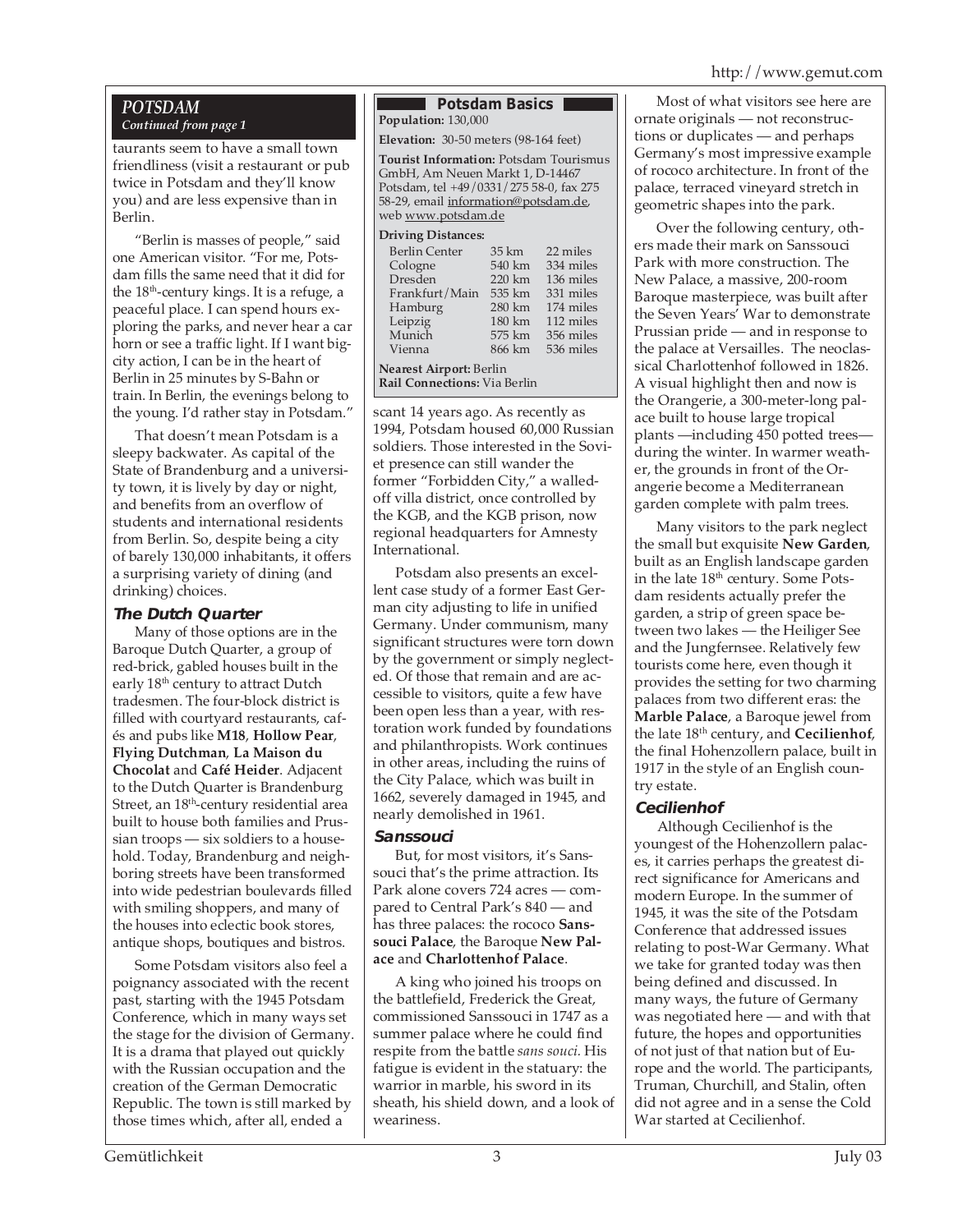## POTSDAM

*Continued from page 1*

taurants seem to have a small town friendliness (visit a restaurant or pub twice in Potsdam and they'll know you) and are less expensive than in Berlin.

"Berlin is masses of people," said one American visitor. "For me, Potsdam fills the same need that it did for the 18th-century kings. It is a refuge, a peaceful place. I can spend hours exploring the parks, and never hear a car horn or see a traffic light. If I want big-city action, I can be in the heart of Berlin in 25 minutes by S-Bahn or train. In Berlin, the evenings belong to the young. I'd rather stay in Potsdam."

That doesn't mean Potsdam is a sleepy backwater. As capital of the State of Brandenburg and a university town, it is lively by day or night, and benefits from an overflow of students and international residents from Berlin. So, despite being a city of barely 130,000 inhabitants, it offers a surprising variety of dining (and drinking) choices.

### The Dutch Quarter

Many of those options are in the Baroque Dutch Quarter, a group of red-brick, gabled houses built in the early 18th century to attract Dutch tradesmen. The four-block district is filled with courtyard restaurants, cafés and pubs like **M18**, **Hollow Pear**, **Flying Dutchman**, **La Maison du Chocolat** and **Café Heider**. Adjacent to the Dutch Quarter is Brandenburg Street, an 18th-century residential area built to house both families and Prussian troops — six soldiers to a household. Today, Brandenburg and neighboring streets have been transformed into wide pedestrian boulevards filled with smiling shoppers, and many of the houses into eclectic book stores, antique shops, boutiques and bistros.

Some Potsdam visitors also feel a poignancy associated with the recent past, starting with the 1945 Potsdam Conference, which in many ways set the stage for the division of Germany. It is a drama that played out quickly with the Russian occupation and the creation of the German Democratic Republic. The town is still marked by those times which, after all, ended a scant 14 years ago. As recently as 1994, Potsdam housed 60,000 Russian soldiers. Those interested in the Soviet presence can still wander the former "Forbidden City," a walled-off villa district, once controlled by the KGB, and the KGB prison, now regional headquarters for Amnesty International.

Potsdam also presents an excellent case study of a former East German city adjusting to life in unified Germany. Under communism, many significant structures were torn down by the government or simply neglected. Of those that remain and are accessible to visitors, quite a few have been open less than a year, with restoration work funded by foundations and philanthropists. Work continues in other areas, including the ruins of the City Palace, which was built in 1662, severely damaged in 1945, and nearly demolished in 1961.

### Potsdam Basics

**Population:** 130,000

**Elevation:** 30-50 meters (98-164 feet)

**Tourist Information:** Potsdam Tourismus GmbH, Am Neuen Markt 1, D-14467 Potsdam, tel +49/0331/275 58-0, fax 275 58-29, email information@potsdam.de, web www.potsdam.de

**Driving Distances:**

| | | |
|---|---|---|
| Berlin Center | 35 km | 22 miles |
| Cologne | 540 km | 334 miles |
| Dresden | 220 km | 136 miles |
| Frankfurt/Main | 535 km | 331 miles |
| Hamburg | 280 km | 174 miles |
| Leipzig | 180 km | 112 miles |
| Munich | 575 km | 356 miles |
| Vienna | 866 km | 536 miles |

**Nearest Airport:** Berlin

**Rail Connections:** Via Berlin

### Sanssouci

But, for most visitors, it's Sanssouci that's the prime attraction. Its Park alone covers 724 acres — compared to Central Park's 840 — and has three palaces: the rococo **Sanssouci Palace**, the Baroque **New Palace** and **Charlottenhof Palace**.

A king who joined his troops on the battlefield, Frederick the Great, commissioned Sanssouci in 1747 as a summer palace where he could find respite from the battle *sans souci*. His fatigue is evident in the statuary: the warrior in marble, his sword in its sheath, his shield down, and a look of weariness.

Most of what visitors see here are ornate originals — not reconstructions or duplicates — and perhaps Germany's most impressive example of rococo architecture. In front of the palace, terraced vineyard stretch in geometric shapes into the park.

Over the following century, others made their mark on Sanssouci Park with more construction. The New Palace, a massive, 200-room Baroque masterpiece, was built after the Seven Years' War to demonstrate Prussian pride — and in response to the palace at Versailles. The neoclassical Charlottenhof followed in 1826. A visual highlight then and now is the Orangerie, a 300-meter-long palace built to house large tropical plants —including 450 potted trees— during the winter. In warmer weather, the grounds in front of the Orangerie become a Mediterranean garden complete with palm trees.

Many visitors to the park neglect the small but exquisite **New Garden**, built as an English landscape garden in the late 18th century. Some Potsdam residents actually prefer the garden, a strip of green space between two lakes — the Heiliger See and the Jungfernsee. Relatively few tourists come here, even though it provides the setting for two charming palaces from two different eras: the **Marble Palace**, a Baroque jewel from the late 18th century, and **Cecilienhof**, the final Hohenzollern palace, built in 1917 in the style of an English country estate.

### Cecilienhof

Although Cecilienhof is the youngest of the Hohenzollern palaces, it carries perhaps the greatest direct significance for Americans and modern Europe. In the summer of 1945, it was the site of the Potsdam Conference that addressed issues relating to post-War Germany. What we take for granted today was then being defined and discussed. In many ways, the future of Germany was negotiated here — and with that future, the hopes and opportunities of not just of that nation but of Europe and the world. The participants, Truman, Churchill, and Stalin, often did not agree and in a sense the Cold War started at Cecilienhof.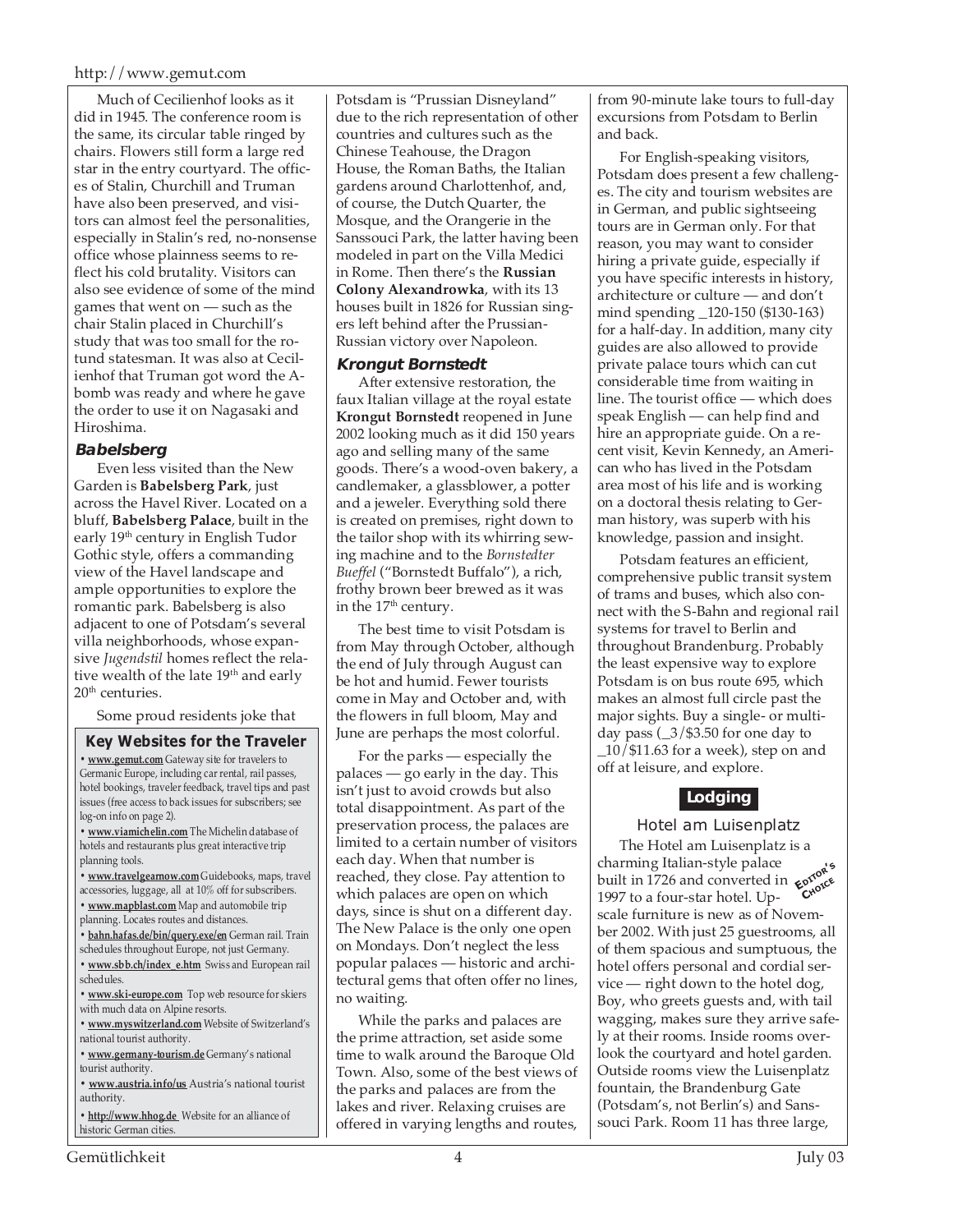Much of Cecilienhof looks as it did in 1945. The conference room is the same, its circular table ringed by chairs. Flowers still form a large red star in the entry courtyard. The offices of Stalin, Churchill and Truman have also been preserved, and visitors can almost feel the personalities, especially in Stalin's red, no-nonsense office whose plainness seems to reflect his cold brutality. Visitors can also see evidence of some of the mind games that went on — such as the chair Stalin placed in Churchill's study that was too small for the rotund statesman. It was also at Cecilienhof that Truman got word the A-bomb was ready and where he gave the order to use it on Nagasaki and Hiroshima.

### *Babelsberg*

Even less visited than the New Garden is **Babelsberg Park**, just across the Havel River. Located on a bluff, **Babelsberg Palace**, built in the early 19th century in English Tudor Gothic style, offers a commanding view of the Havel landscape and ample opportunities to explore the romantic park. Babelsberg is also adjacent to one of Potsdam's several villa neighborhoods, whose expansive *Jugendstil* homes reflect the relative wealth of the late 19th and early 20th centuries.

Some proud residents joke that Potsdam is "Prussian Disneyland" due to the rich representation of other countries and cultures such as the Chinese Teahouse, the Dragon House, the Roman Baths, the Italian gardens around Charlottenhof, and, of course, the Dutch Quarter, the Mosque, and the Orangerie in the Sanssouci Park, the latter having been modeled in part on the Villa Medici in Rome. Then there's the **Russian Colony Alexandrowka**, with its 13 houses built in 1826 for Russian singers left behind after the Prussian-Russian victory over Napoleon.

### *Krongut Bornstedt*

After extensive restoration, the faux Italian village at the royal estate **Krongut Bornstedt** reopened in June 2002 looking much as it did 150 years ago and selling many of the same goods. There's a wood-oven bakery, a candlemaker, a glassblower, a potter and a jeweler. Everything sold there is created on premises, right down to the tailor shop with its whirring sewing machine and to the *Bornstedter Bueffel* ("Bornstedt Buffalo"), a rich, frothy brown beer brewed as it was in the 17th century.

The best time to visit Potsdam is from May through October, although the end of July through August can be hot and humid. Fewer tourists come in May and October and, with the flowers in full bloom, May and June are perhaps the most colorful.

For the parks — especially the palaces — go early in the day. This isn't just to avoid crowds but also total disappointment. As part of the preservation process, the palaces are limited to a certain number of visitors each day. When that number is reached, they close. Pay attention to which palaces are open on which days, since is shut on a different day. The New Palace is the only one open on Mondays. Don't neglect the less popular palaces — historic and architectural gems that often offer no lines, no waiting.

While the parks and palaces are the prime attraction, set aside some time to walk around the Baroque Old Town. Also, some of the best views of the parks and palaces are from the lakes and river. Relaxing cruises are offered in varying lengths and routes, from 90-minute lake tours to full-day excursions from Potsdam to Berlin and back.

For English-speaking visitors, Potsdam does present a few challenges. The city and tourism websites are in German, and public sightseeing tours are in German only. For that reason, you may want to consider hiring a private guide, especially if you have specific interests in history, architecture or culture — and don't mind spending _120-150 ($130-163) for a half-day. In addition, many city guides are also allowed to provide private palace tours which can cut considerable time from waiting in line. The tourist office — which does speak English — can help find and hire an appropriate guide. On a recent visit, Kevin Kennedy, an American who has lived in the Potsdam area most of his life and is working on a doctoral thesis relating to German history, was superb with his knowledge, passion and insight.

Potsdam features an efficient, comprehensive public transit system of trams and buses, which also connect with the S-Bahn and regional rail systems for travel to Berlin and throughout Brandenburg. Probably the least expensive way to explore Potsdam is on bus route 695, which makes an almost full circle past the major sights. Buy a single- or multi-day pass (_3/$3.50 for one day to _10/$11.63 for a week), step on and off at leisure, and explore.

## Lodging

### Hotel am Luisenplatz

EDITOR'S CHOICE

The Hotel am Luisenplatz is a charming Italian-style palace built in 1726 and converted in 1997 to a four-star hotel. Upscale furniture is new as of November 2002. With just 25 guestrooms, all of them spacious and sumptuous, the hotel offers personal and cordial service — right down to the hotel dog, Boy, who greets guests and, with tail wagging, makes sure they arrive safely at their rooms. Inside rooms overlook the courtyard and hotel garden. Outside rooms view the Luisenplatz fountain, the Brandenburg Gate (Potsdam's, not Berlin's) and Sanssouci Park. Room 11 has three large,

---

**Key Websites for the Traveler**

- **www.gemut.com** Gateway site for travelers to Germanic Europe, including car rental, rail passes, hotel bookings, traveler feedback, travel tips and past issues (free access to back issues for subscribers; see log-on info on page 2).
- **www.viamichelin.com** The Michelin database of hotels and restaurants plus great interactive trip planning tools.
- **www.travelgearnow.com** Guidebooks, maps, travel accessories, luggage, all at 10% off for subscribers.
- **www.mapblast.com** Map and automobile trip planning. Locates routes and distances.
- **bahn.hafas.de/bin/query.exe/en** German rail. Train schedules throughout Europe, not just Germany.
- **www.sbb.ch/index_e.htm** Swiss and European rail schedules.
- **www.ski-europe.com** Top web resource for skiers with much data on Alpine resorts.
- **www.myswitzerland.com** Website of Switzerland's national tourist authority.
- **www.germany-tourism.de** Germany's national tourist authority.
- **www.austria.info/us** Austria's national tourist authority.
- **http://www.hhog.de** Website for an alliance of historic German cities.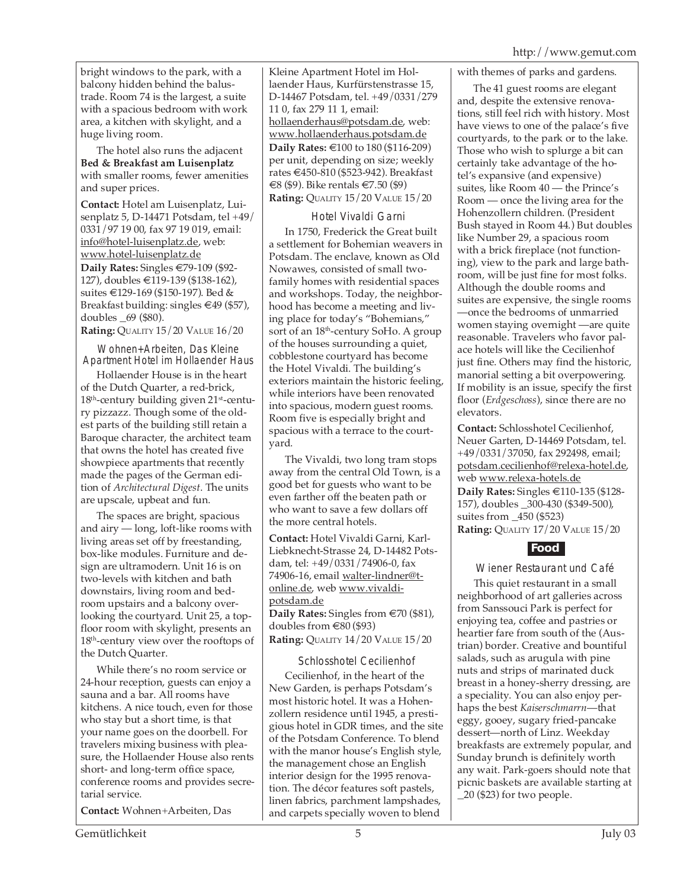bright windows to the park, with a balcony hidden behind the balustrade. Room 74 is the largest, a suite with a spacious bedroom with work area, a kitchen with skylight, and a huge living room.

The hotel also runs the adjacent **Bed & Breakfast am Luisenplatz** with smaller rooms, fewer amenities and super prices.

**Contact:** Hotel am Luisenplatz, Luisenplatz 5, D-14471 Potsdam, tel +49/0331/97 19 00, fax 97 19 019, email: info@hotel-luisenplatz.de, web: www.hotel-luisenplatz.de
**Daily Rates:** Singles €79-109 ($92-127), doubles €119-139 ($138-162), suites €129-169 ($150-197). Bed & Breakfast building: singles €49 ($57), doubles _69 ($80).
**Rating:** QUALITY 15/20 VALUE 16/20

### Wohnen+Arbeiten, Das Kleine Apartment Hotel im Hollaender Haus

Hollaender House is in the heart of the Dutch Quarter, a red-brick, 18th-century building given 21st-century pizzazz. Though some of the oldest parts of the building still retain a Baroque character, the architect team that owns the hotel has created five showpiece apartments that recently made the pages of the German edition of *Architectural Digest*. The units are upscale, upbeat and fun.

The spaces are bright, spacious and airy — long, loft-like rooms with living areas set off by freestanding, box-like modules. Furniture and design are ultramodern. Unit 16 is on two-levels with kitchen and bath downstairs, living room and bedroom upstairs and a balcony overlooking the courtyard. Unit 25, a top-floor room with skylight, presents an 18th-century view over the rooftops of the Dutch Quarter.

While there's no room service or 24-hour reception, guests can enjoy a sauna and a bar. All rooms have kitchens. A nice touch, even for those who stay but a short time, is that your name goes on the doorbell. For travelers mixing business with pleasure, the Hollaender House also rents short- and long-term office space, conference rooms and provides secretarial service.

**Contact:** Wohnen+Arbeiten, Das Kleine Apartment Hotel im Hollaender Haus, Kurfürstenstrasse 15, D-14467 Potsdam, tel. +49/0331/279 11 0, fax 279 11 1, email: hollaenderhaus@potsdam.de, web: www.hollaenderhaus.potsdam.de
**Daily Rates:** €100 to 180 ($116-209) per unit, depending on size; weekly rates €450-810 ($523-942). Breakfast €8 ($9). Bike rentals €7.50 ($9)
**Rating:** QUALITY 15/20 VALUE 15/20

### Hotel Vivaldi Garni

In 1750, Frederick the Great built a settlement for Bohemian weavers in Potsdam. The enclave, known as Old Nowawes, consisted of small two-family homes with residential spaces and workshops. Today, the neighborhood has become a meeting and living place for today's "Bohemians," sort of an 18th-century SoHo. A group of the houses surrounding a quiet, cobblestone courtyard has become the Hotel Vivaldi. The building's exteriors maintain the historic feeling, while interiors have been renovated into spacious, modern guest rooms. Room five is especially bright and spacious with a terrace to the courtyard.

The Vivaldi, two long tram stops away from the central Old Town, is a good bet for guests who want to be even farther off the beaten path or who want to save a few dollars off the more central hotels.

**Contact:** Hotel Vivaldi Garni, Karl-Liebknecht-Strasse 24, D-14482 Potsdam, tel: +49/0331/74906-0, fax 74906-16, email walter-lindner@t-online.de, web www.vivaldi-potsdam.de
**Daily Rates:** Singles from €70 ($81), doubles from €80 ($93)
**Rating:** QUALITY 14/20 VALUE 15/20

### Schlosshotel Cecilienhof

Cecilienhof, in the heart of the New Garden, is perhaps Potsdam's most historic hotel. It was a Hohenzollern residence until 1945, a prestigious hotel in GDR times, and the site of the Potsdam Conference. To blend with the manor house's English style, the management chose an English interior design for the 1995 renovation. The décor features soft pastels, linen fabrics, parchment lampshades, and carpets specially woven to blend with themes of parks and gardens.

The 41 guest rooms are elegant and, despite the extensive renovations, still feel rich with history. Most have views to one of the palace's five courtyards, to the park or to the lake. Those who wish to splurge a bit can certainly take advantage of the hotel's expansive (and expensive) suites, like Room 40 — the Prince's Room — once the living area for the Hohenzollern children. (President Bush stayed in Room 44.) But doubles like Number 29, a spacious room with a brick fireplace (not functioning), view to the park and large bathroom, will be just fine for most folks. Although the double rooms and suites are expensive, the single rooms —once the bedrooms of unmarried women staying overnight —are quite reasonable. Travelers who favor palace hotels will like the Cecilienhof just fine. Others may find the historic, manorial setting a bit overpowering. If mobility is an issue, specify the first floor (*Erdgeschoss*), since there are no elevators.

**Contact:** Schlosshotel Cecilienhof, Neuer Garten, D-14469 Potsdam, tel. +49/0331/37050, fax 292498, email; potsdam.cecilienhof@relexa-hotel.de, web www.relexa-hotels.de
**Daily Rates:** Singles €110-135 ($128-157), doubles _300-430 ($349-500), suites from _450 ($523)
**Rating:** QUALITY 17/20 VALUE 15/20

## Food

### Wiener Restaurant und Café

This quiet restaurant in a small neighborhood of art galleries across from Sanssouci Park is perfect for enjoying tea, coffee and pastries or heartier fare from south of the (Austrian) border. Creative and bountiful salads, such as arugula with pine nuts and strips of marinated duck breast in a honey-sherry dressing, are a speciality. You can also enjoy perhaps the best *Kaiserschmarrn*—that eggy, gooey, sugary fried-pancake dessert—north of Linz. Weekday breakfasts are extremely popular, and Sunday brunch is definitely worth any wait. Park-goers should note that picnic baskets are available starting at _20 ($23) for two people.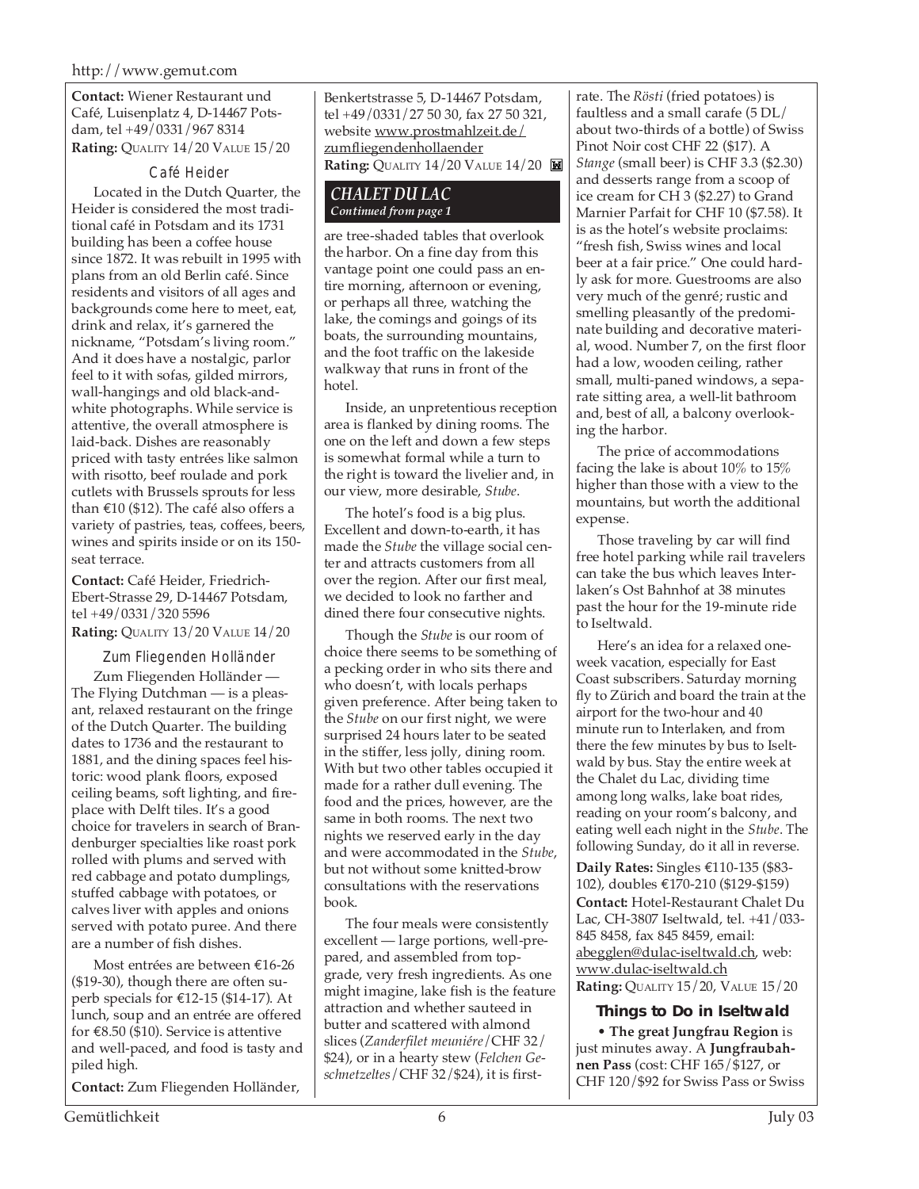**Contact:** Wiener Restaurant und Café, Luisenplatz 4, D-14467 Potsdam, tel +49/0331/967 8314
**Rating:** Quality 14/20 Value 15/20

### Café Heider

Located in the Dutch Quarter, the Heider is considered the most traditional café in Potsdam and its 1731 building has been a coffee house since 1872. It was rebuilt in 1995 with plans from an old Berlin café. Since residents and visitors of all ages and backgrounds come here to meet, eat, drink and relax, it's garnered the nickname, "Potsdam's living room." And it does have a nostalgic, parlor feel to it with sofas, gilded mirrors, wall-hangings and old black-and-white photographs. While service is attentive, the overall atmosphere is laid-back. Dishes are reasonably priced with tasty entrées like salmon with risotto, beef roulade and pork cutlets with Brussels sprouts for less than €10 ($12). The café also offers a variety of pastries, teas, coffees, beers, wines and spirits inside or on its 150-seat terrace.

**Contact:** Café Heider, Friedrich-Ebert-Strasse 29, D-14467 Potsdam, tel +49/0331/320 5596
**Rating:** Quality 13/20 Value 14/20

### Zum Fliegenden Holländer

Zum Fliegenden Holländer — The Flying Dutchman — is a pleasant, relaxed restaurant on the fringe of the Dutch Quarter. The building dates to 1736 and the restaurant to 1881, and the dining spaces feel historic: wood plank floors, exposed ceiling beams, soft lighting, and fireplace with Delft tiles. It's a good choice for travelers in search of Brandenburger specialties like roast pork rolled with plums and served with red cabbage and potato dumplings, stuffed cabbage with potatoes, or calves liver with apples and onions served with potato puree. And there are a number of fish dishes.

Most entrées are between €16-26 ($19-30), though there are often superb specials for €12-15 ($14-17). At lunch, soup and an entrée are offered for €8.50 ($10). Service is attentive and well-paced, and food is tasty and piled high.

**Contact:** Zum Fliegenden Holländer, Benkertstrasse 5, D-14467 Potsdam, tel +49/0331/27 50 30, fax 27 50 321, website www.prostmahlzeit.de/zumfliegendenhollaender
**Rating:** Quality 14/20 Value 14/20

## CHALET DU LAC
*Continued from page 1*

are tree-shaded tables that overlook the harbor. On a fine day from this vantage point one could pass an entire morning, afternoon or evening, or perhaps all three, watching the lake, the comings and goings of its boats, the surrounding mountains, and the foot traffic on the lakeside walkway that runs in front of the hotel.

Inside, an unpretentious reception area is flanked by dining rooms. The one on the left and down a few steps is somewhat formal while a turn to the right is toward the livelier and, in our view, more desirable, *Stube*.

The hotel's food is a big plus. Excellent and down-to-earth, it has made the *Stube* the village social center and attracts customers from all over the region. After our first meal, we decided to look no farther and dined there four consecutive nights.

Though the *Stube* is our room of choice there seems to be something of a pecking order in who sits there and who doesn't, with locals perhaps given preference. After being taken to the *Stube* on our first night, we were surprised 24 hours later to be seated in the stiffer, less jolly, dining room. With but two other tables occupied it made for a rather dull evening. The food and the prices, however, are the same in both rooms. The next two nights we reserved early in the day and were accommodated in the *Stube*, but not without some knitted-brow consultations with the reservations book.

The four meals were consistently excellent — large portions, well-prepared, and assembled from top-grade, very fresh ingredients. As one might imagine, lake fish is the feature attraction and whether sauteed in butter and scattered with almond slices (*Zanderfilet meuniére*/CHF 32/$24), or in a hearty stew (*Felchen Geschnetzeltes*/CHF 32/$24), it is first-rate. The *Rösti* (fried potatoes) is faultless and a small carafe (5 DL/about two-thirds of a bottle) of Swiss Pinot Noir cost CHF 22 ($17). A *Stange* (small beer) is CHF 3.3 ($2.30) and desserts range from a scoop of ice cream for CH 3 ($2.27) to Grand Marnier Parfait for CHF 10 ($7.58). It is as the hotel's website proclaims: "fresh fish, Swiss wines and local beer at a fair price." One could hardly ask for more. Guestrooms are also very much of the genré; rustic and smelling pleasantly of the predominate building and decorative material, wood. Number 7, on the first floor had a low, wooden ceiling, rather small, multi-paned windows, a separate sitting area, a well-lit bathroom and, best of all, a balcony overlooking the harbor.

The price of accommodations facing the lake is about 10% to 15% higher than those with a view to the mountains, but worth the additional expense.

Those traveling by car will find free hotel parking while rail travelers can take the bus which leaves Interlaken's Ost Bahnhof at 38 minutes past the hour for the 19-minute ride to Iseltwald.

Here's an idea for a relaxed one-week vacation, especially for East Coast subscribers. Saturday morning fly to Zürich and board the train at the airport for the two-hour and 40 minute run to Interlaken, and from there the few minutes by bus to Iseltwald by bus. Stay the entire week at the Chalet du Lac, dividing time among long walks, lake boat rides, reading on your room's balcony, and eating well each night in the *Stube*. The following Sunday, do it all in reverse.

**Daily Rates:** Singles €110-135 ($83-102), doubles €170-210 ($129-$159)
**Contact:** Hotel-Restaurant Chalet Du Lac, CH-3807 Iseltwald, tel. +41/033-845 8458, fax 845 8459, email: abegglen@dulac-iseltwald.ch, web: www.dulac-iseltwald.ch
**Rating:** Quality 15/20, Value 15/20

### Things to Do in Iseltwald

• **The great Jungfrau Region** is just minutes away. A **Jungfraubahnen Pass** (cost: CHF 165/$127, or CHF 120/$92 for Swiss Pass or Swiss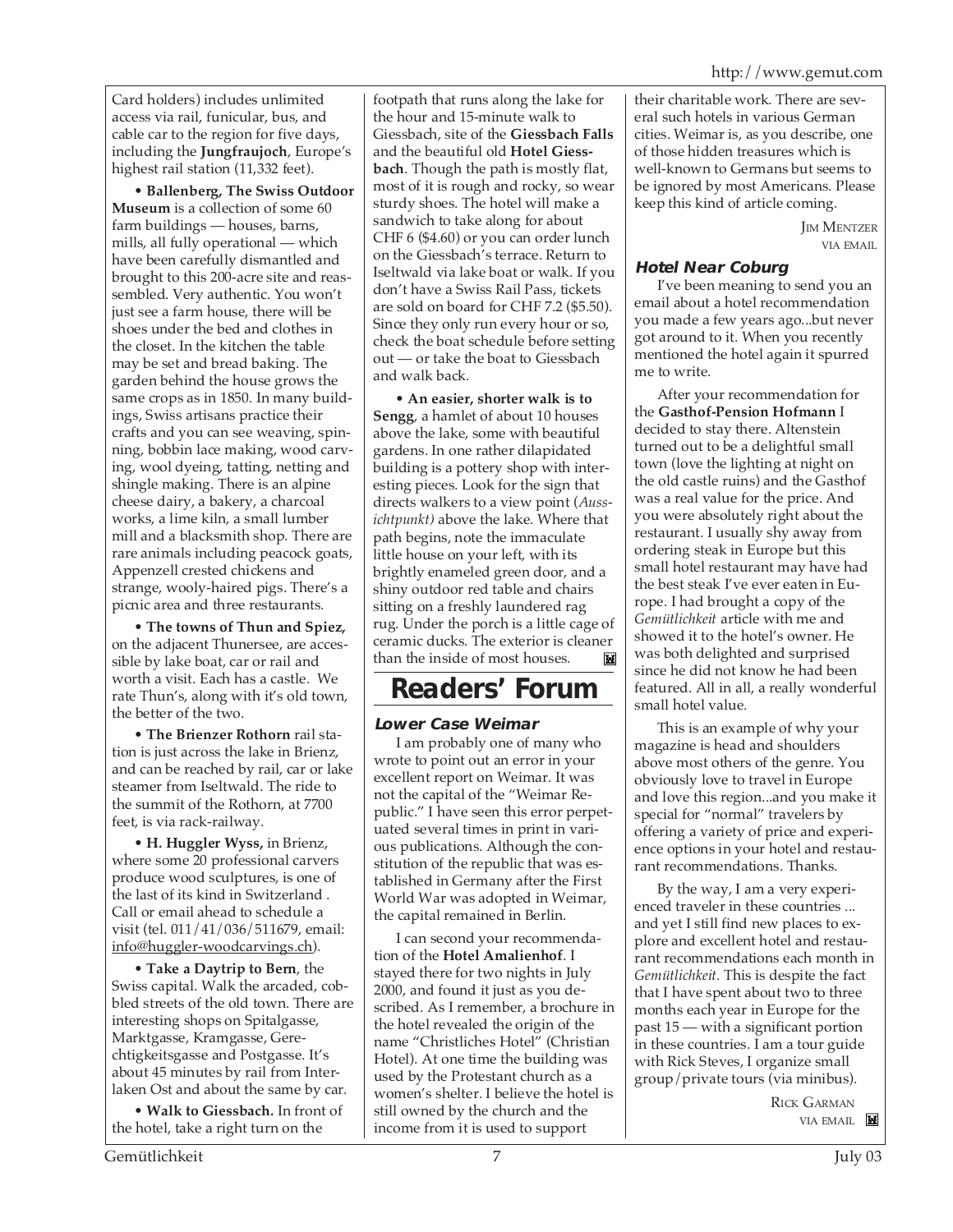Card holders) includes unlimited access via rail, funicular, bus, and cable car to the region for five days, including the **Jungfraujoch**, Europe's highest rail station (11,332 feet).

• **Ballenberg, The Swiss Outdoor Museum** is a collection of some 60 farm buildings — houses, barns, mills, all fully operational — which have been carefully dismantled and brought to this 200-acre site and reassembled. Very authentic. You won't just see a farm house, there will be shoes under the bed and clothes in the closet. In the kitchen the table may be set and bread baking. The garden behind the house grows the same crops as in 1850. In many buildings, Swiss artisans practice their crafts and you can see weaving, spinning, bobbin lace making, wood carving, wool dyeing, tatting, netting and shingle making. There is an alpine cheese dairy, a bakery, a charcoal works, a lime kiln, a small lumber mill and a blacksmith shop. There are rare animals including peacock goats, Appenzell crested chickens and strange, wooly-haired pigs. There's a picnic area and three restaurants.

• **The towns of Thun and Spiez,** on the adjacent Thunersee, are accessible by lake boat, car or rail and worth a visit. Each has a castle. We rate Thun's, along with it's old town, the better of the two.

• **The Brienzer Rothorn** rail station is just across the lake in Brienz, and can be reached by rail, car or lake steamer from Iseltwald. The ride to the summit of the Rothorn, at 7700 feet, is via rack-railway.

• **H. Huggler Wyss,** in Brienz, where some 20 professional carvers produce wood sculptures, is one of the last of its kind in Switzerland . Call or email ahead to schedule a visit (tel. 011/41/036/511679, email: info@huggler-woodcarvings.ch).

• **Take a Daytrip to Bern**, the Swiss capital. Walk the arcaded, cobbled streets of the old town. There are interesting shops on Spitalgasse, Marktgasse, Kramgasse, Gerechtigkeitsgasse and Postgasse. It's about 45 minutes by rail from Interlaken Ost and about the same by car.

• **Walk to Giessbach.** In front of the hotel, take a right turn on the footpath that runs along the lake for the hour and 15-minute walk to Giessbach, site of the **Giessbach Falls** and the beautiful old **Hotel Giessbach**. Though the path is mostly flat, most of it is rough and rocky, so wear sturdy shoes. The hotel will make a sandwich to take along for about CHF 6 ($4.60) or you can order lunch on the Giessbach's terrace. Return to Iseltwald via lake boat or walk. If you don't have a Swiss Rail Pass, tickets are sold on board for CHF 7.2 ($5.50). Since they only run every hour or so, check the boat schedule before setting out — or take the boat to Giessbach and walk back.

• **An easier, shorter walk is to Sengg**, a hamlet of about 10 houses above the lake, some with beautiful gardens. In one rather dilapidated building is a pottery shop with interesting pieces. Look for the sign that directs walkers to a view point (*Aussichtpunkt)* above the lake. Where that path begins, note the immaculate little house on your left, with its brightly enameled green door, and a shiny outdoor red table and chairs sitting on a freshly laundered rag rug. Under the porch is a little cage of ceramic ducks. The exterior is cleaner than the inside of most houses.

# Readers' Forum

### Lower Case Weimar

I am probably one of many who wrote to point out an error in your excellent report on Weimar. It was not the capital of the "Weimar Republic." I have seen this error perpetuated several times in print in various publications. Although the constitution of the republic that was established in Germany after the First World War was adopted in Weimar, the capital remained in Berlin.

I can second your recommendation of the **Hotel Amalienhof**. I stayed there for two nights in July 2000, and found it just as you described. As I remember, a brochure in the hotel revealed the origin of the name "Christliches Hotel" (Christian Hotel). At one time the building was used by the Protestant church as a women's shelter. I believe the hotel is still owned by the church and the income from it is used to support their charitable work. There are several such hotels in various German cities. Weimar is, as you describe, one of those hidden treasures which is well-known to Germans but seems to be ignored by most Americans. Please keep this kind of article coming.

JIM MENTZER
VIA EMAIL

### Hotel Near Coburg

I've been meaning to send you an email about a hotel recommendation you made a few years ago...but never got around to it. When you recently mentioned the hotel again it spurred me to write.

After your recommendation for the **Gasthof-Pension Hofmann** I decided to stay there. Altenstein turned out to be a delightful small town (love the lighting at night on the old castle ruins) and the Gasthof was a real value for the price. And you were absolutely right about the restaurant. I usually shy away from ordering steak in Europe but this small hotel restaurant may have had the best steak I've ever eaten in Europe. I had brought a copy of the *Gemütlichkeit* article with me and showed it to the hotel's owner. He was both delighted and surprised since he did not know he had been featured. All in all, a really wonderful small hotel value.

This is an example of why your magazine is head and shoulders above most others of the genre. You obviously love to travel in Europe and love this region...and you make it special for "normal" travelers by offering a variety of price and experience options in your hotel and restaurant recommendations. Thanks.

By the way, I am a very experienced traveler in these countries ... and yet I still find new places to explore and excellent hotel and restaurant recommendations each month in *Gemütlichkeit*. This is despite the fact that I have spent about two to three months each year in Europe for the past 15 — with a significant portion in these countries. I am a tour guide with Rick Steves, I organize small group/private tours (via minibus).

RICK GARMAN
VIA EMAIL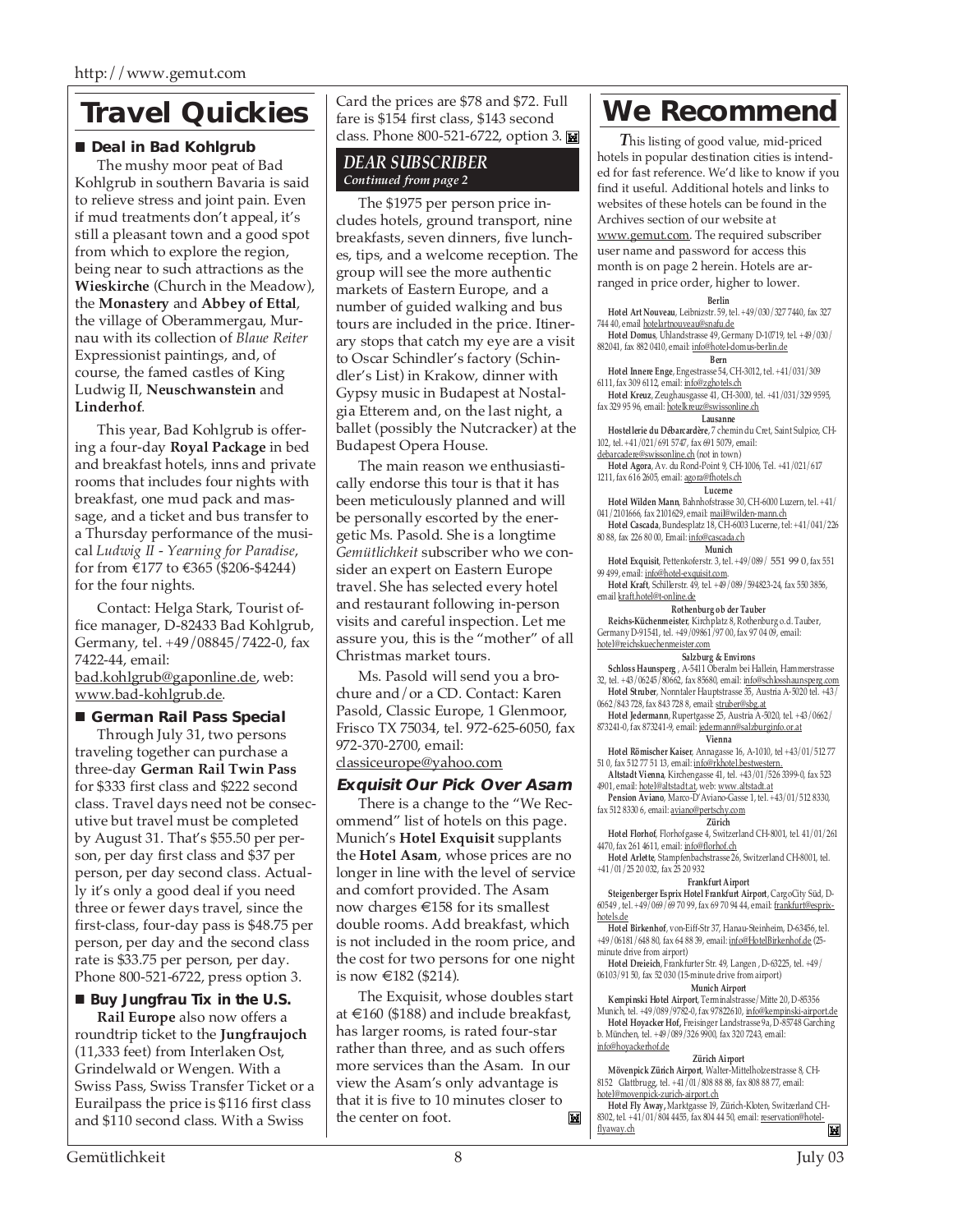# Travel Quickies

## ■ Deal in Bad Kohlgrub

The mushy moor peat of Bad Kohlgrub in southern Bavaria is said to relieve stress and joint pain. Even if mud treatments don't appeal, it's still a pleasant town and a good spot from which to explore the region, being near to such attractions as the **Wieskirche** (Church in the Meadow), the **Monastery** and **Abbey of Ettal**, the village of Oberammergau, Murnau with its collection of *Blaue Reiter* Expressionist paintings, and, of course, the famed castles of King Ludwig II, **Neuschwanstein** and **Linderhof**.

This year, Bad Kohlgrub is offering a four-day **Royal Package** in bed and breakfast hotels, inns and private rooms that includes four nights with breakfast, one mud pack and massage, and a ticket and bus transfer to a Thursday performance of the musical *Ludwig II - Yearning for Paradise*, for from €177 to €365 ($206-$4244) for the four nights.

Contact: Helga Stark, Tourist office manager, D-82433 Bad Kohlgrub, Germany, tel. +49/08845/7422-0, fax 7422-44, email: bad.kohlgrub@gaponline.de, web: www.bad-kohlgrub.de.

## ■ German Rail Pass Special

Through July 31, two persons traveling together can purchase a three-day **German Rail Twin Pass** for $333 first class and $222 second class. Travel days need not be consecutive but travel must be completed by August 31. That's $55.50 per person, per day first class and $37 per person, per day second class. Actually it's only a good deal if you need three or fewer days travel, since the first-class, four-day pass is $48.75 per person, per day and the second class rate is $33.75 per person, per day. Phone 800-521-6722, press option 3.

## ■ Buy Jungfrau Tix in the U.S.

**Rail Europe** also now offers a roundtrip ticket to the **Jungfraujoch** (11,333 feet) from Interlaken Ost, Grindelwald or Wengen. With a Swiss Pass, Swiss Transfer Ticket or a Eurailpass the price is $116 first class and $110 second class. With a Swiss Card the prices are $78 and $72. Full fare is $154 first class, $143 second class. Phone 800-521-6722, option 3.

## *DEAR SUBSCRIBER*
*Continued from page 2*

The $1975 per person price includes hotels, ground transport, nine breakfasts, seven dinners, five lunches, tips, and a welcome reception. The group will see the more authentic markets of Eastern Europe, and a number of guided walking and bus tours are included in the price. Itinerary stops that catch my eye are a visit to Oscar Schindler's factory (Schindler's List) in Krakow, dinner with Gypsy music in Budapest at Nostalgia Etterem and, on the last night, a ballet (possibly the Nutcracker) at the Budapest Opera House.

The main reason we enthusiastically endorse this tour is that it has been meticulously planned and will be personally escorted by the energetic Ms. Pasold. She is a longtime *Gemütlichkeit* subscriber who we consider an expert on Eastern Europe travel. She has selected every hotel and restaurant following in-person visits and careful inspection. Let me assure you, this is the "mother" of all Christmas market tours.

Ms. Pasold will send you a brochure and/or a CD. Contact: Karen Pasold, Classic Europe, 1 Glenmoor, Frisco TX 75034, tel. 972-625-6050, fax 972-370-2700, email: classiceurope@yahoo.com

## *Exquisit Our Pick Over Asam*

There is a change to the "We Recommend" list of hotels on this page. Munich's **Hotel Exquisit** supplants the **Hotel Asam**, whose prices are no longer in line with the level of service and comfort provided. The Asam now charges €158 for its smallest double rooms. Add breakfast, which is not included in the room price, and the cost for two persons for one night is now €182 ($214).

The Exquisit, whose doubles start at €160 ($188) and include breakfast, has larger rooms, is rated four-star rather than three, and as such offers more services than the Asam. In our view the Asam's only advantage is that it is five to 10 minutes closer to the center on foot.

# We Recommend

*This* listing of good value, mid-priced hotels in popular destination cities is intended for fast reference. We'd like to know if you find it useful. Additional hotels and links to websites of these hotels can be found in the Archives section of our website at www.gemut.com. The required subscriber user name and password for access this month is on page 2 herein. Hotels are arranged in price order, higher to lower.

**Berlin**

**Hotel Art Nouveau**, Leibnizstr. 59, tel. +49/030/327 7440, fax 327 744 40, email hotelartnouveau@snafu.de

**Hotel Domus**, Uhlandstrasse 49, Germany D-10719, tel. +49/030/882041, fax 882 0410, email: info@hotel-domus-berlin.de

**Bern**

**Hotel Innere Enge**, Engestrasse 54, CH-3012, tel. +41/031/309 6111, fax 309 6112, email: info@zghotels.ch

**Hotel Kreuz**, Zeughausgasse 41, CH-3000, tel. +41/031/329 9595, fax 329 95 96, email: hotelkreuz@swissonline.ch

**Lausanne**

**Hostellerie du Débarcardère**, 7 chemin du Cret, Saint Sulpice, CH-102, tel. +41/021/691 5747, fax 691 5079, email: debarcadere@swissonline.ch (not in town)

**Hotel Agora**, Av. du Rond-Point 9, CH-1006, Tel. +41/021/617 1211, fax 616 2605, email: agora@fhotels.ch

**Lucerne**

**Hotel Wilden Mann**, Bahnhofstrasse 30, CH-6000 Luzern, tel. +41/041/2101666, fax 2101629, email: mail@wilden-mann.ch

**Hotel Cascada**, Bundesplatz 18, CH-6003 Lucerne, tel: +41/041/226 80 88, fax 226 80 00, Email: info@cascada.ch

**Munich**

**Hotel Exquisit**, Pettenkoferstr. 3, tel. +49/089/ 551 99 0, fax 551 99 499, email: info@hotel-exquisit.com.

**Hotel Kraft**, Schillerstr. 49, tel. +49/089/594823-24, fax 550 3856, email kraft.hotel@t-online.de

**Rothenburg ob der Tauber**

**Reichs-Küchenmeister**, Kirchplatz 8, Rothenburg o.d. Tauber, Germany D-91541, tel. +49/09861/97 00, fax 97 04 09, email: hotel@reichskuechenmeister.com

**Salzburg & Environs**

**Schloss Haunsperg** , A-5411 Oberalm bei Hallein, Hammerstrasse 32, tel. +43/06245/80662, fax 85680, email: info@schlosshaunsperg.com

**Hotel Struber**, Nonntaler Hauptstrasse 35, Austria A-5020 tel. +43/0662/843 728, fax 843 728 8, email: struber@sbg.at

**Hotel Jedermann**, Rupertgasse 25, Austria A-5020, tel. +43/0662/873241-0, fax 873241-9, email: jedermann@salzburginfo.or.at

**Vienna**

**Hotel Römischer Kaiser**, Annagasse 16, A-1010, tel +43/01/512 77 51 0, fax 512 77 51 13, email: info@rkhotel.bestwestern.

**Altstadt Vienna**, Kirchengasse 41, tel. +43/01/526 3399-0, fax 523 4901, email: hotel@altstadt.at, web: www.altstadt.at

**Pension Aviano**, Marco-D'Aviano-Gasse 1, tel. +43/01/512 8330, fax 512 8330 6, email: aviano@pertschy.com

**Zürich**

**Hotel Florhof**, Florhofgasse 4, Switzerland CH-8001, tel. 41/01/261 4470, fax 261 4611, email: info@florhof.ch

**Hotel Arlette**, Stampfenbachstrasse 26, Switzerland CH-8001, tel. +41/01/25 20 032, fax 25 20 932

**Frankfurt Airport**

**Steigenberger Esprix Hotel Frankfurt Airport**, CargoCity Süd, D-60549 , tel. +49/069/69 70 99, fax 69 70 94 44, email: frankfurt@esprix-hotels.de

**Hotel Birkenhof**, von-Eiff-Str 37, Hanau-Steinheim, D-63456, tel. +49/06181/648 80, fax 64 88 39, email: info@HotelBirkenhof.de (25-minute drive from airport)

**Hotel Dreieich**, Frankfurter Str. 49, Langen , D-63225, tel. +49/06103/91 50, fax 52 030 (15-minute drive from airport)

**Munich Airport**

**Kempinski Hotel Airport**, Terminalstrasse/Mitte 20, D-85356 Munich, tel. +49/089/9782-0, fax 97822610, info@kempinski-airport.de

**Hotel Hoyacker Hof**, Freisinger Landstrasse 9a, D-85748 Garching b. München, tel. +49/089/326 9900, fax 320 7243, email: info@hoyackerhof.de

**Zürich Airport**

**Mövenpick Zürich Airport**, Walter-Mittelholzerstrasse 8, CH-8152 Glattbrugg, tel. +41/01/808 88 88, fax 808 88 77, email: hotel@movenpick-zurich-airport.ch

**Hotel Fly Away**, Marktgasse 19, Zürich-Kloten, Switzerland CH-8302, tel. +41/01/804 4455, fax 804 44 50, email: reservation@hotel-flyaway.ch